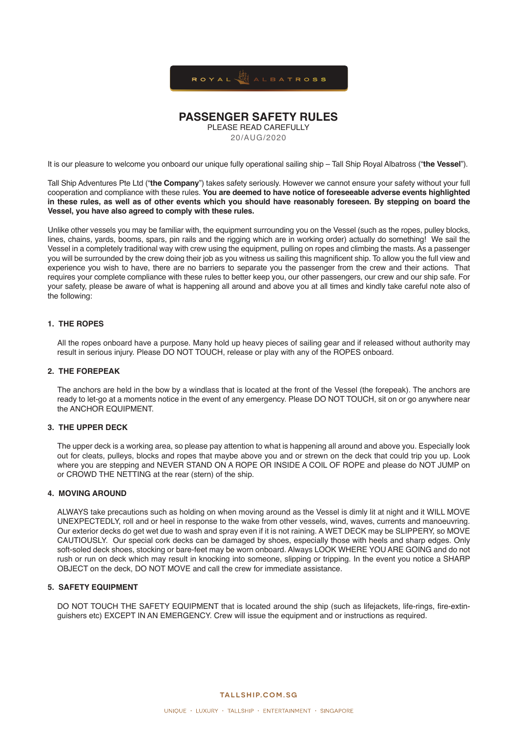ROYAL ALBATROSS

# PASSENGER SAFETY RULES

PLEASE READ CAREFULLY

20/AUG/2020

It is our pleasure to welcome you onboard our unique fully operational sailing ship – Tall Ship Royal Albatross ("**the Vessel**").

Tall Ship Adventures Pte Ltd ("**the Company**") takes safety seriously. However we cannot ensure your safety without your full cooperation and compliance with these rules. **You are deemed to have notice of foreseeable adverse events highlighted in these rules, as well as of other events which you should have reasonably foreseen. By stepping on board the Vessel, you have also agreed to comply with these rules.**

Unlike other vessels you may be familiar with, the equipment surrounding you on the Vessel (such as the ropes, pulley blocks, lines, chains, yards, booms, spars, pin rails and the rigging which are in working order) actually do something! We sail the Vessel in a completely traditional way with crew using the equipment, pulling on ropes and climbing the masts. As a passenger you will be surrounded by the crew doing their job as you witness us sailing this magnificent ship. To allow you the full view and experience you wish to have, there are no barriers to separate you the passenger from the crew and their actions. That requires your complete compliance with these rules to better keep you, our other passengers, our crew and our ship safe. For your safety, please be aware of what is happening all around and above you at all times and kindly take careful note also of the following:

### 1. THE ROPES

All the ropes onboard have a purpose. Many hold up heavy pieces of sailing gear and if released without authority may result in serious injury. Please DO NOT TOUCH, release or play with any of the ROPES onboard.

### 2. THE FOREPEAK

The anchors are held in the bow by a windlass that is located at the front of the Vessel (the forepeak). The anchors are ready to let-go at a moments notice in the event of any emergency. Please DO NOT TOUCH, sit on or go anywhere near the ANCHOR EQUIPMENT.

### 3. THE UPPER DECK

The upper deck is a working area, so please pay attention to what is happening all around and above you. Especially look out for cleats, pulleys, blocks and ropes that maybe above you and or strewn on the deck that could trip you up. Look where you are stepping and NEVER STAND ON A ROPE OR INSIDE A COIL OF ROPE and please do NOT JUMP on or CROWD THE NETTING at the rear (stern) of the ship.

### 4. MOVING AROUND

ALWAYS take precautions such as holding on when moving around as the Vessel is dimly lit at night and it WILL MOVE UNEXPECTEDLY, roll and or heel in response to the wake from other vessels, wind, waves, currents and manoeuvring. Our exterior decks do get wet due to wash and spray even if it is not raining. A WET DECK may be SLIPPERY, so MOVE CAUTIOUSLY. Our special cork decks can be damaged by shoes, especially those with heels and sharp edges. Only soft-soled deck shoes, stocking or bare-feet may be worn onboard. Always LOOK WHERE YOU ARE GOING and do not rush or run on deck which may result in knocking into someone, slipping or tripping. In the event you notice a SHARP OBJECT on the deck, DO NOT MOVE and call the crew for immediate assistance.

### 5. SAFETY EQUIPMENT

DO NOT TOUCH THE SAFETY EQUIPMENT that is located around the ship (such as lifejackets, life-rings, fire-extinguishers etc) EXCEPT IN AN EMERGENCY. Crew will issue the equipment and or instructions as required.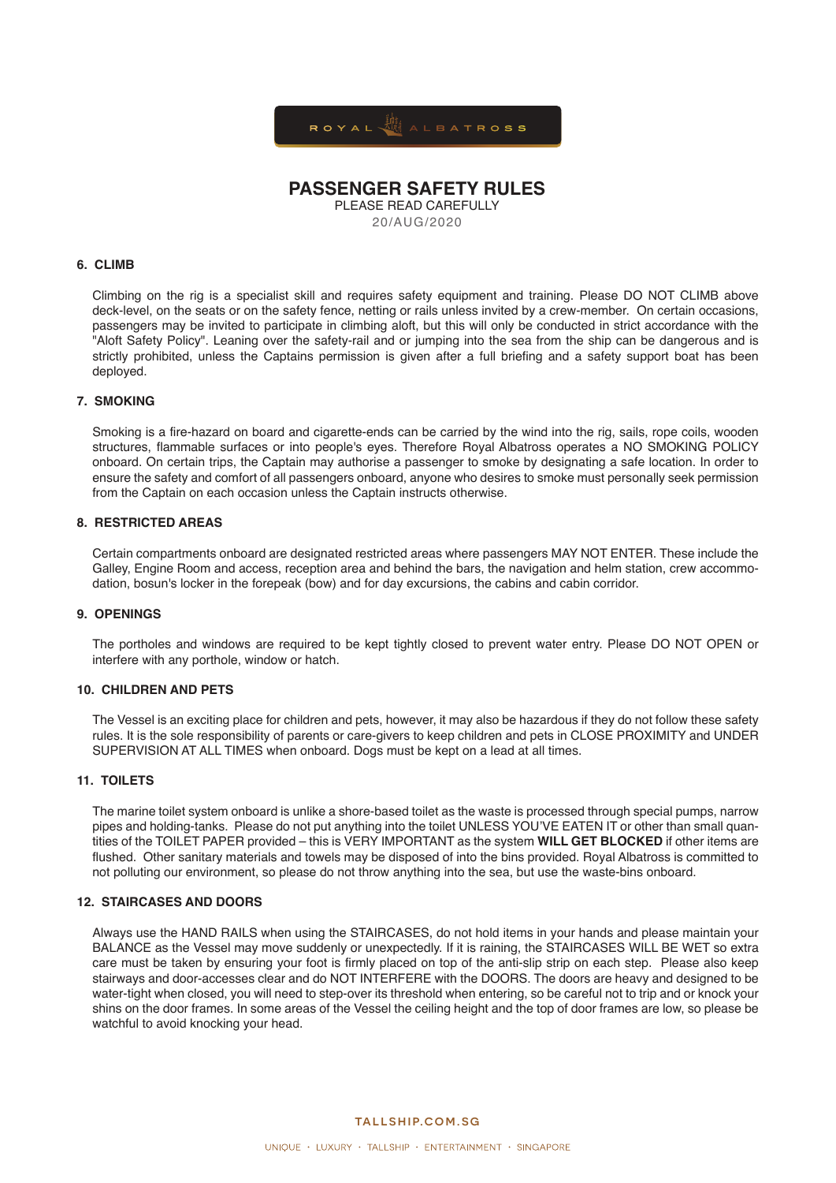# PASSENGER SAFETY RULES

PLEASE READ CAREFULLY

20/AUG/2020

### 6. CLIMB

Climbing on the rig is a specialist skill and requires safety equipment and training. Please DO NOT CLIMB above deck-level, on the seats or on the safety fence, netting or rails unless invited by a crew-member. On certain occasions, passengers may be invited to participate in climbing aloft, but this will only be conducted in strict accordance with the "Aloft Safety Policy". Leaning over the safety-rail and or jumping into the sea from the ship can be dangerous and is strictly prohibited, unless the Captains permission is given after a full briefing and a safety support boat has been deployed.

### 7. SMOKING

Smoking is a fire-hazard on board and cigarette-ends can be carried by the wind into the rig, sails, rope coils, wooden structures, flammable surfaces or into people's eyes. Therefore Royal Albatross operates a NO SMOKING POLICY onboard. On certain trips, the Captain may authorise a passenger to smoke by designating a safe location. In order to ensure the safety and comfort of all passengers onboard, anyone who desires to smoke must personally seek permission from the Captain on each occasion unless the Captain instructs otherwise.

### 8. RESTRICTED AREAS

Certain compartments onboard are designated restricted areas where passengers MAY NOT ENTER. These include the Galley, Engine Room and access, reception area and behind the bars, the navigation and helm station, crew accommodation, bosun's locker in the forepeak (bow) and for day excursions, the cabins and cabin corridor.

### 9. OPENINGS

The portholes and windows are required to be kept tightly closed to prevent water entry. Please DO NOT OPEN or interfere with any porthole, window or hatch.

### 10. CHILDREN AND PETS

The Vessel is an exciting place for children and pets, however, it may also be hazardous if they do not follow these safety rules. It is the sole responsibility of parents or care-givers to keep children and pets in CLOSE PROXIMITY and UNDER SUPERVISION AT ALL TIMES when onboard. Dogs must be kept on a lead at all times.

### 11. TOILETS

The marine toilet system onboard is unlike a shore-based toilet as the waste is processed through special pumps, narrow pipes and holding-tanks. Please do not put anything into the toilet UNLESS YOU'VE EATEN IT or other than small quantities of the TOILET PAPER provided – this is VERY IMPORTANT as the system **WILL GET BLOCKED** if other items are flushed. Other sanitary materials and towels may be disposed of into the bins provided. Royal Albatross is committed to not polluting our environment, so please do not throw anything into the sea, but use the waste-bins onboard.

### 12. STAIRCASES AND DOORS

Always use the HAND RAILS when using the STAIRCASES, do not hold items in your hands and please maintain your BALANCE as the Vessel may move suddenly or unexpectedly. If it is raining, the STAIRCASES WILL BE WET so extra care must be taken by ensuring your foot is firmly placed on top of the anti-slip strip on each step. Please also keep stairways and door-accesses clear and do NOT INTERFERE with the DOORS. The doors are heavy and designed to be water-tight when closed, you will need to step-over its threshold when entering, so be careful not to trip and or knock your shins on the door frames. In some areas of the Vessel the ceiling height and the top of door frames are low, so please be watchful to avoid knocking your head.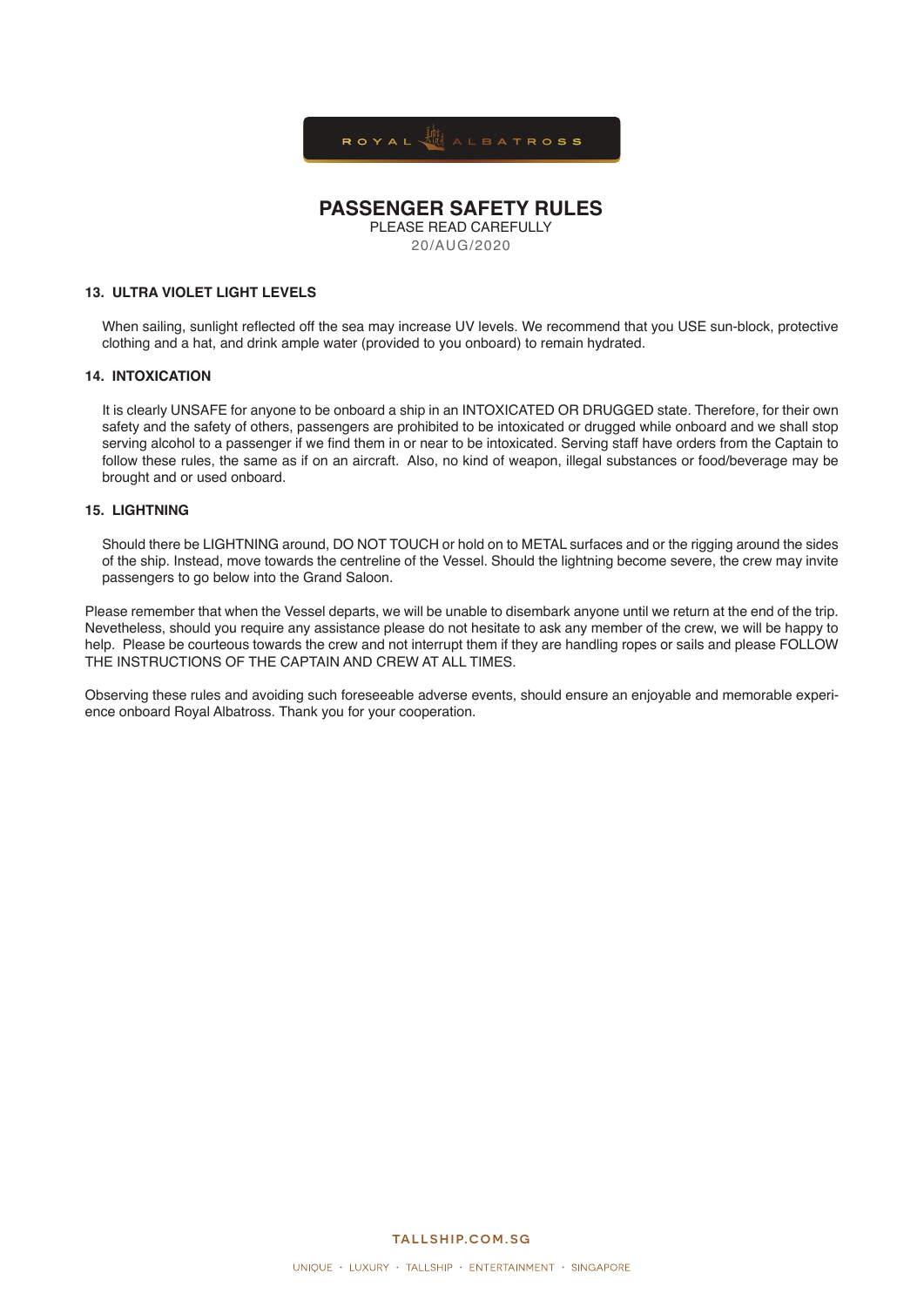# PASSENGER SAFETY RULES

PLEASE READ CAREFULLY

20/AUG/2020

### 13. ULTRA VIOLET LIGHT LEVELS

When sailing, sunlight reflected off the sea may increase UV levels. We recommend that you USE sun-block, protective clothing and a hat, and drink ample water (provided to you onboard) to remain hydrated.

### 14. INTOXICATION

It is clearly UNSAFE for anyone to be onboard a ship in an INTOXICATED OR DRUGGED state. Therefore, for their own safety and the safety of others, passengers are prohibited to be intoxicated or drugged while onboard and we shall stop serving alcohol to a passenger if we find them in or near to be intoxicated. Serving staff have orders from the Captain to follow these rules, the same as if on an aircraft. Also, no kind of weapon, illegal substances or food/beverage may be brought and or used onboard.

### 15. LIGHTNING

Should there be LIGHTNING around, DO NOT TOUCH or hold on to METAL surfaces and or the rigging around the sides of the ship. Instead, move towards the centreline of the Vessel. Should the lightning become severe, the crew may invite passengers to go below into the Grand Saloon.

Please remember that when the Vessel departs, we will be unable to disembark anyone until we return at the end of the trip. Nevetheless, should you require any assistance please do not hesitate to ask any member of the crew, we will be happy to help. Please be courteous towards the crew and not interrupt them if they are handling ropes or sails and please FOLLOW THE INSTRUCTIONS OF THE CAPTAIN AND CREW AT ALL TIMES.

Observing these rules and avoiding such foreseeable adverse events, should ensure an enjoyable and memorable experience onboard Royal Albatross. Thank you for your cooperation.